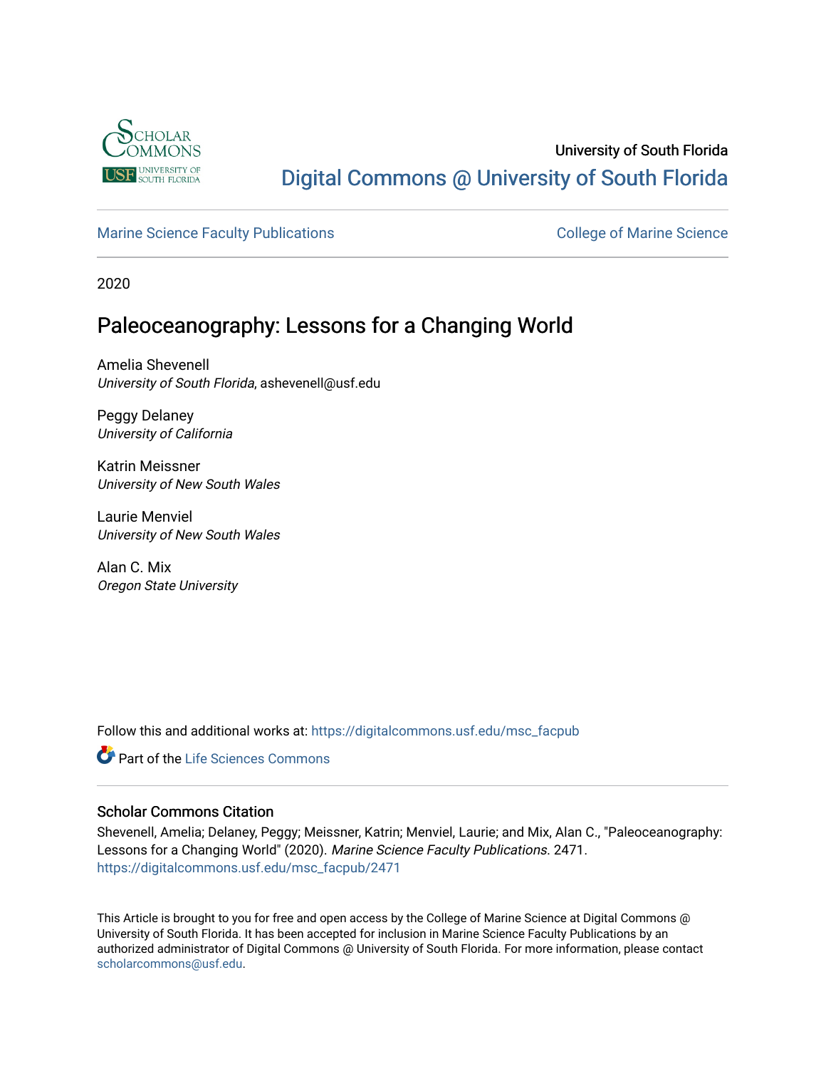University of South Florida

Digital Commons @ University of South Florida

Marine Science Faculty Publications

College of Marine Science

2020

# Paleoceanography: Lessons for a Changing World

Amelia Shevenell
*University of South Florida*, ashevenell@usf.edu

Peggy Delaney
*University of California*

Katrin Meissner
*University of New South Wales*

Laurie Menviel
*University of New South Wales*

Alan C. Mix
*Oregon State University*

Follow this and additional works at: https://digitalcommons.usf.edu/msc_facpub

Part of the Life Sciences Commons

## Scholar Commons Citation

Shevenell, Amelia; Delaney, Peggy; Meissner, Katrin; Menviel, Laurie; and Mix, Alan C., "Paleoceanography: Lessons for a Changing World" (2020). *Marine Science Faculty Publications*. 2471.
https://digitalcommons.usf.edu/msc_facpub/2471

This Article is brought to you for free and open access by the College of Marine Science at Digital Commons @ University of South Florida. It has been accepted for inclusion in Marine Science Faculty Publications by an authorized administrator of Digital Commons @ University of South Florida. For more information, please contact scholarcommons@usf.edu.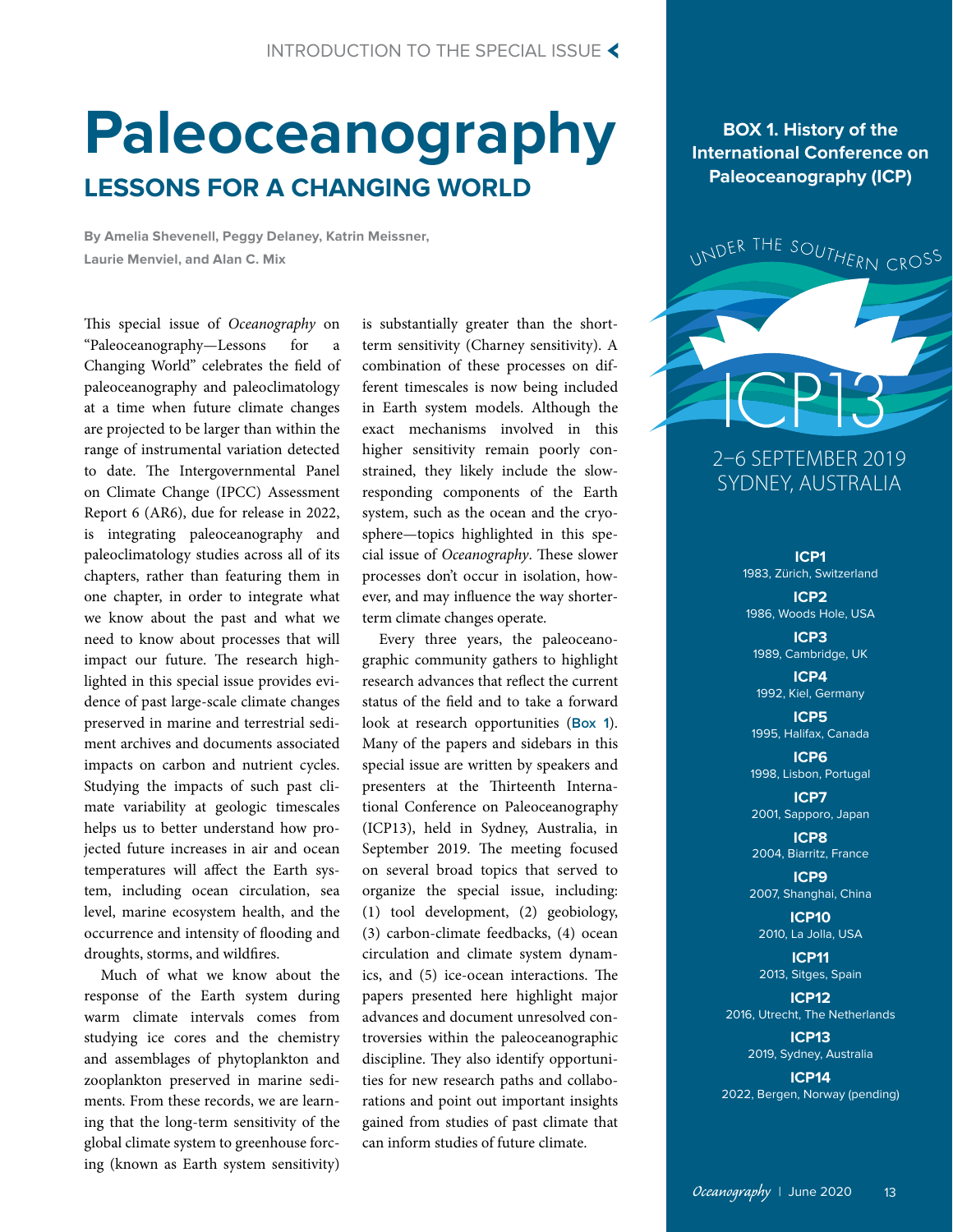# Paleoceanography

## LESSONS FOR A CHANGING WORLD

**By Amelia Shevenell, Peggy Delaney, Katrin Meissner, Laurie Menviel, and Alan C. Mix**

This special issue of *Oceanography* on "Paleoceanography—Lessons for a Changing World" celebrates the field of paleoceanography and paleoclimatology at a time when future climate changes are projected to be larger than within the range of instrumental variation detected to date. The Intergovernmental Panel on Climate Change (IPCC) Assessment Report 6 (AR6), due for release in 2022, is integrating paleoceanography and paleoclimatology studies across all of its chapters, rather than featuring them in one chapter, in order to integrate what we know about the past and what we need to know about processes that will impact our future. The research highlighted in this special issue provides evidence of past large-scale climate changes preserved in marine and terrestrial sediment archives and documents associated impacts on carbon and nutrient cycles. Studying the impacts of such past climate variability at geologic timescales helps us to better understand how projected future increases in air and ocean temperatures will affect the Earth system, including ocean circulation, sea level, marine ecosystem health, and the occurrence and intensity of flooding and droughts, storms, and wildfires.

Much of what we know about the response of the Earth system during warm climate intervals comes from studying ice cores and the chemistry and assemblages of phytoplankton and zooplankton preserved in marine sediments. From these records, we are learning that the long-term sensitivity of the global climate system to greenhouse forcing (known as Earth system sensitivity) is substantially greater than the short-term sensitivity (Charney sensitivity). A combination of these processes on different timescales is now being included in Earth system models. Although the exact mechanisms involved in this higher sensitivity remain poorly constrained, they likely include the slow-responding components of the Earth system, such as the ocean and the cryosphere—topics highlighted in this special issue of *Oceanography*. These slower processes don't occur in isolation, however, and may influence the way shorter-term climate changes operate.

Every three years, the paleoceanographic community gathers to highlight research advances that reflect the current status of the field and to take a forward look at research opportunities (**Box 1**). Many of the papers and sidebars in this special issue are written by speakers and presenters at the Thirteenth International Conference on Paleoceanography (ICP13), held in Sydney, Australia, in September 2019. The meeting focused on several broad topics that served to organize the special issue, including: (1) tool development, (2) geobiology, (3) carbon-climate feedbacks, (4) ocean circulation and climate system dynamics, and (5) ice-ocean interactions. The papers presented here highlight major advances and document unresolved controversies within the paleoceanographic discipline. They also identify opportunities for new research paths and collaborations and point out important insights gained from studies of past climate that can inform studies of future climate.

---

**BOX 1. History of the International Conference on Paleoceanography (ICP)**

UNDER THE SOUTHERN CROSS

ICP13

2–6 SEPTEMBER 2019
SYDNEY, AUSTRALIA

**ICP1**
1983, Zürich, Switzerland

**ICP2**
1986, Woods Hole, USA

**ICP3**
1989, Cambridge, UK

**ICP4**
1992, Kiel, Germany

**ICP5**
1995, Halifax, Canada

**ICP6**
1998, Lisbon, Portugal

**ICP7**
2001, Sapporo, Japan

**ICP8**
2004, Biarritz, France

**ICP9**
2007, Shanghai, China

**ICP10**
2010, La Jolla, USA

**ICP11**
2013, Sitges, Spain

**ICP12**
2016, Utrecht, The Netherlands

**ICP13**
2019, Sydney, Australia

**ICP14**
2022, Bergen, Norway (pending)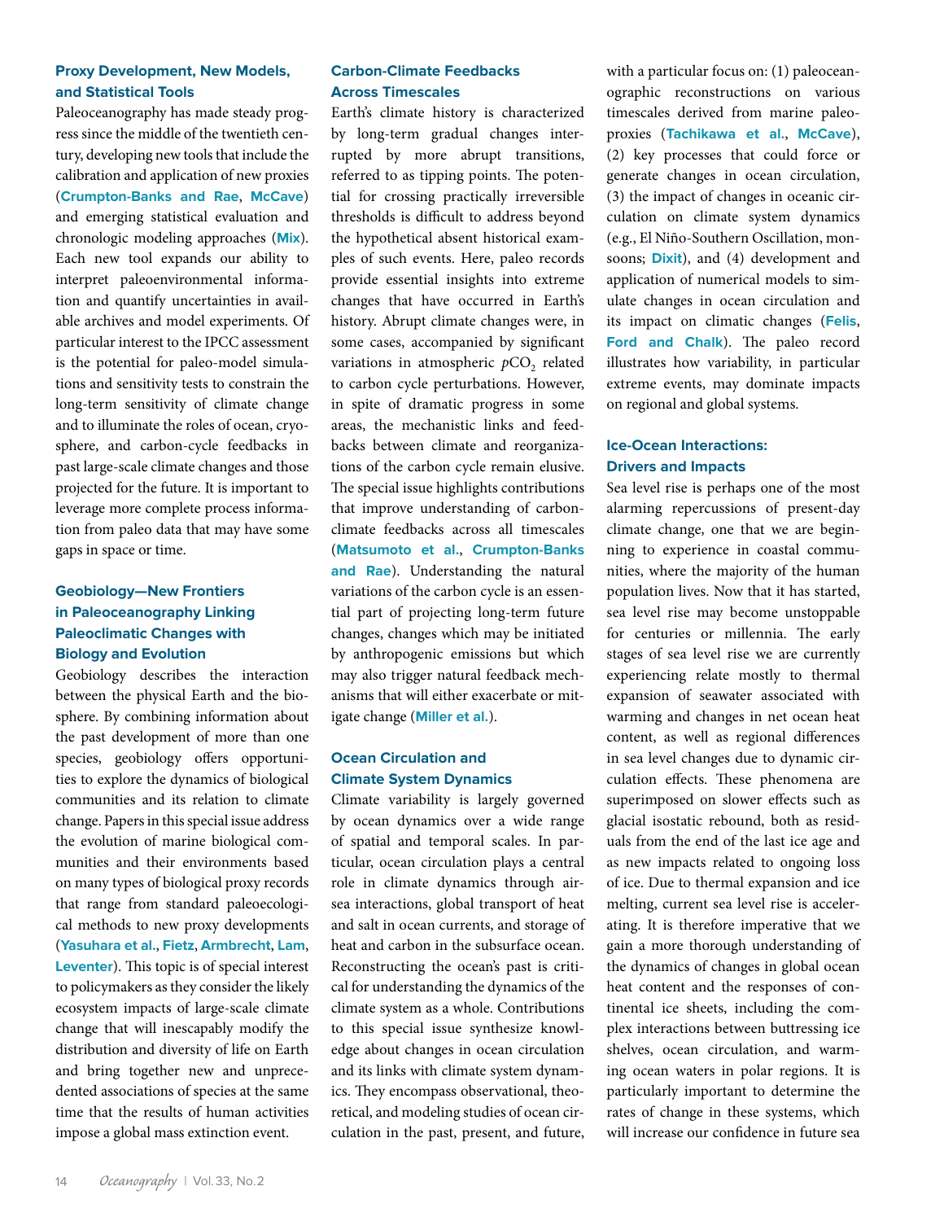### Proxy Development, New Models, and Statistical Tools

Paleoceanography has made steady progress since the middle of the twentieth century, developing new tools that include the calibration and application of new proxies (**Crumpton-Banks and Rae**, **McCave**) and emerging statistical evaluation and chronologic modeling approaches (**Mix**). Each new tool expands our ability to interpret paleoenvironmental information and quantify uncertainties in available archives and model experiments. Of particular interest to the IPCC assessment is the potential for paleo-model simulations and sensitivity tests to constrain the long-term sensitivity of climate change and to illuminate the roles of ocean, cryosphere, and carbon-cycle feedbacks in past large-scale climate changes and those projected for the future. It is important to leverage more complete process information from paleo data that may have some gaps in space or time.

### Geobiology—New Frontiers in Paleoceanography Linking Paleoclimatic Changes with Biology and Evolution

Geobiology describes the interaction between the physical Earth and the biosphere. By combining information about the past development of more than one species, geobiology offers opportunities to explore the dynamics of biological communities and its relation to climate change. Papers in this special issue address the evolution of marine biological communities and their environments based on many types of biological proxy records that range from standard paleoecological methods to new proxy developments (**Yasuhara et al.**, **Fietz**, **Armbrecht**, **Lam**, **Leventer**). This topic is of special interest to policymakers as they consider the likely ecosystem impacts of large-scale climate change that will inescapably modify the distribution and diversity of life on Earth and bring together new and unprecedented associations of species at the same time that the results of human activities impose a global mass extinction event.

### Carbon-Climate Feedbacks Across Timescales

Earth's climate history is characterized by long-term gradual changes interrupted by more abrupt transitions, referred to as tipping points. The potential for crossing practically irreversible thresholds is difficult to address beyond the hypothetical absent historical examples of such events. Here, paleo records provide essential insights into extreme changes that have occurred in Earth's history. Abrupt climate changes were, in some cases, accompanied by significant variations in atmospheric $pCO_2$ related to carbon cycle perturbations. However, in spite of dramatic progress in some areas, the mechanistic links and feedbacks between climate and reorganizations of the carbon cycle remain elusive. The special issue highlights contributions that improve understanding of carbon-climate feedbacks across all timescales (**Matsumoto et al.**, **Crumpton-Banks and Rae**). Understanding the natural variations of the carbon cycle is an essential part of projecting long-term future changes, changes which may be initiated by anthropogenic emissions but which may also trigger natural feedback mechanisms that will either exacerbate or mitigate change (**Miller et al.**).

### Ocean Circulation and Climate System Dynamics

Climate variability is largely governed by ocean dynamics over a wide range of spatial and temporal scales. In particular, ocean circulation plays a central role in climate dynamics through air-sea interactions, global transport of heat and salt in ocean currents, and storage of heat and carbon in the subsurface ocean. Reconstructing the ocean's past is critical for understanding the dynamics of the climate system as a whole. Contributions to this special issue synthesize knowledge about changes in ocean circulation and its links with climate system dynamics. They encompass observational, theoretical, and modeling studies of ocean circulation in the past, present, and future, with a particular focus on: (1) paleoceanographic reconstructions on various timescales derived from marine paleoproxies (**Tachikawa et al.**, **McCave**), (2) key processes that could force or generate changes in ocean circulation, (3) the impact of changes in oceanic circulation on climate system dynamics (e.g., El Niño-Southern Oscillation, monsoons; **Dixit**), and (4) development and application of numerical models to simulate changes in ocean circulation and its impact on climatic changes (**Felis**, **Ford and Chalk**). The paleo record illustrates how variability, in particular extreme events, may dominate impacts on regional and global systems.

### Ice-Ocean Interactions: Drivers and Impacts

Sea level rise is perhaps one of the most alarming repercussions of present-day climate change, one that we are beginning to experience in coastal communities, where the majority of the human population lives. Now that it has started, sea level rise may become unstoppable for centuries or millennia. The early stages of sea level rise we are currently experiencing relate mostly to thermal expansion of seawater associated with warming and changes in net ocean heat content, as well as regional differences in sea level changes due to dynamic circulation effects. These phenomena are superimposed on slower effects such as glacial isostatic rebound, both as residuals from the end of the last ice age and as new impacts related to ongoing loss of ice. Due to thermal expansion and ice melting, current sea level rise is accelerating. It is therefore imperative that we gain a more thorough understanding of the dynamics of changes in global ocean heat content and the responses of continental ice sheets, including the complex interactions between buttressing ice shelves, ocean circulation, and warming ocean waters in polar regions. It is particularly important to determine the rates of change in these systems, which will increase our confidence in future sea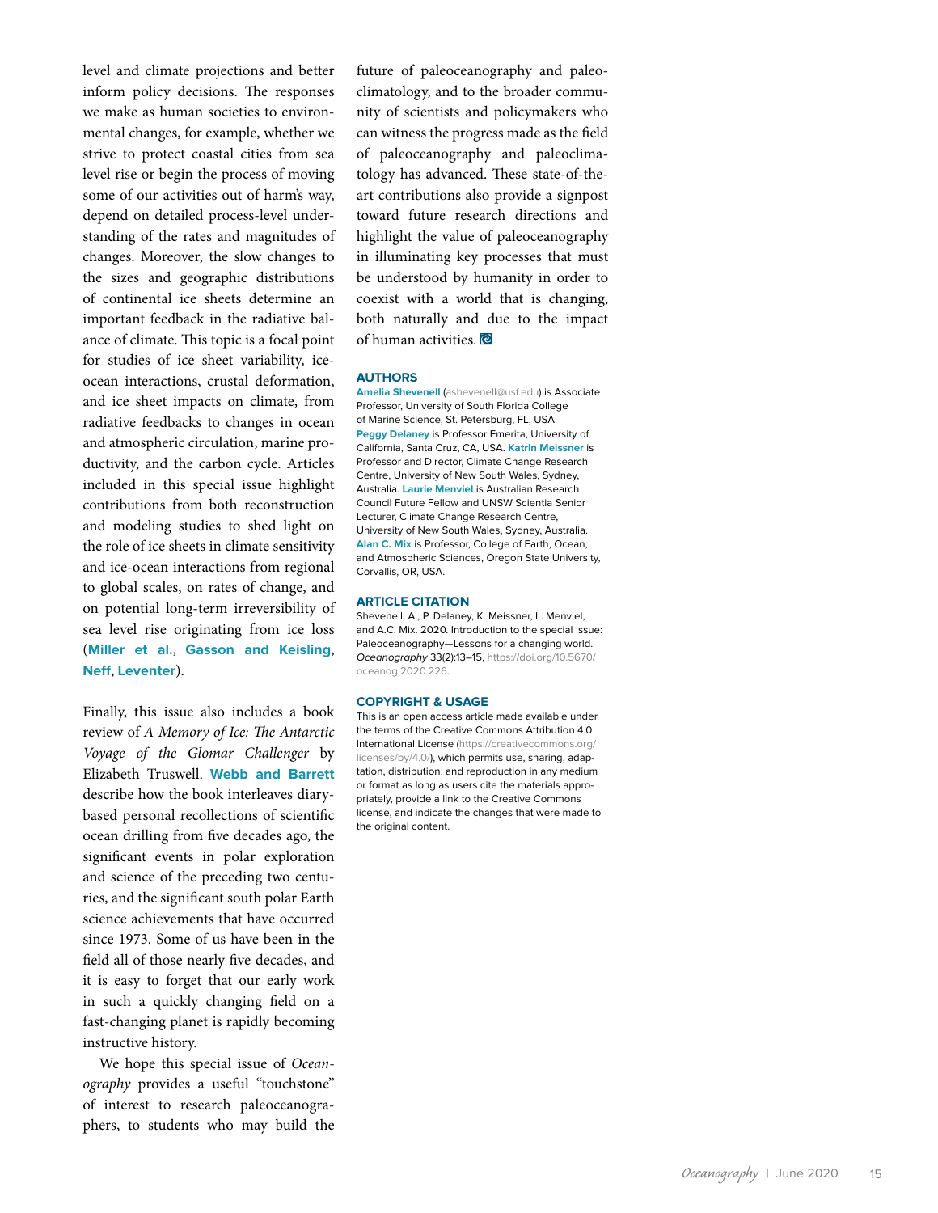level and climate projections and better inform policy decisions. The responses we make as human societies to environmental changes, for example, whether we strive to protect coastal cities from sea level rise or begin the process of moving some of our activities out of harm's way, depend on detailed process-level understanding of the rates and magnitudes of changes. Moreover, the slow changes to the sizes and geographic distributions of continental ice sheets determine an important feedback in the radiative balance of climate. This topic is a focal point for studies of ice sheet variability, ice-ocean interactions, crustal deformation, and ice sheet impacts on climate, from radiative feedbacks to changes in ocean and atmospheric circulation, marine productivity, and the carbon cycle. Articles included in this special issue highlight contributions from both reconstruction and modeling studies to shed light on the role of ice sheets in climate sensitivity and ice-ocean interactions from regional to global scales, on rates of change, and on potential long-term irreversibility of sea level rise originating from ice loss (**Miller et al.**, **Gasson and Keisling**, **Neff**, **Leventer**).

Finally, this issue also includes a book review of *A Memory of Ice: The Antarctic Voyage of the Glomar Challenger* by Elizabeth Truswell. **Webb and Barrett** describe how the book interleaves diary-based personal recollections of scientific ocean drilling from five decades ago, the significant events in polar exploration and science of the preceding two centuries, and the significant south polar Earth science achievements that have occurred since 1973. Some of us have been in the field all of those nearly five decades, and it is easy to forget that our early work in such a quickly changing field on a fast-changing planet is rapidly becoming instructive history.

We hope this special issue of *Oceanography* provides a useful "touchstone" of interest to research paleoceanographers, to students who may build the future of paleoceanography and paleoclimatology, and to the broader community of scientists and policymakers who can witness the progress made as the field of paleoceanography and paleoclimatology has advanced. These state-of-the-art contributions also provide a signpost toward future research directions and highlight the value of paleoceanography in illuminating key processes that must be understood by humanity in order to coexist with a world that is changing, both naturally and due to the impact of human activities.

## AUTHORS

**Amelia Shevenell** (ashevenell@usf.edu) is Associate Professor, University of South Florida College of Marine Science, St. Petersburg, FL, USA. **Peggy Delaney** is Professor Emerita, University of California, Santa Cruz, CA, USA. **Katrin Meissner** is Professor and Director, Climate Change Research Centre, University of New South Wales, Sydney, Australia. **Laurie Menviel** is Australian Research Council Future Fellow and UNSW Scientia Senior Lecturer, Climate Change Research Centre, University of New South Wales, Sydney, Australia. **Alan C. Mix** is Professor, College of Earth, Ocean, and Atmospheric Sciences, Oregon State University, Corvallis, OR, USA.

## ARTICLE CITATION

Shevenell, A., P. Delaney, K. Meissner, L. Menviel, and A.C. Mix. 2020. Introduction to the special issue: Paleoceanography—Lessons for a changing world. *Oceanography* 33(2):13–15, https://doi.org/10.5670/oceanog.2020.226.

## COPYRIGHT & USAGE

This is an open access article made available under the terms of the Creative Commons Attribution 4.0 International License (https://creativecommons.org/licenses/by/4.0/), which permits use, sharing, adaptation, distribution, and reproduction in any medium or format as long as users cite the materials appropriately, provide a link to the Creative Commons license, and indicate the changes that were made to the original content.